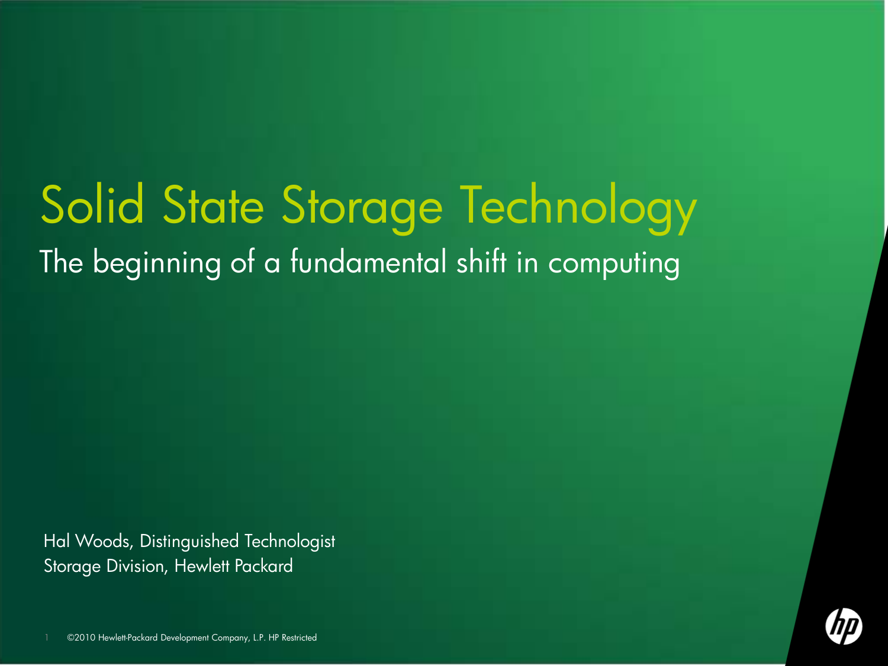# Solid State Storage Technology

## The beginning of a fundamental shift in computing

Hal Woods, Distinguished Technologist
Storage Division, Hewlett Packard

©2010 Hewlett-Packard Development Company, L.P. HP Restricted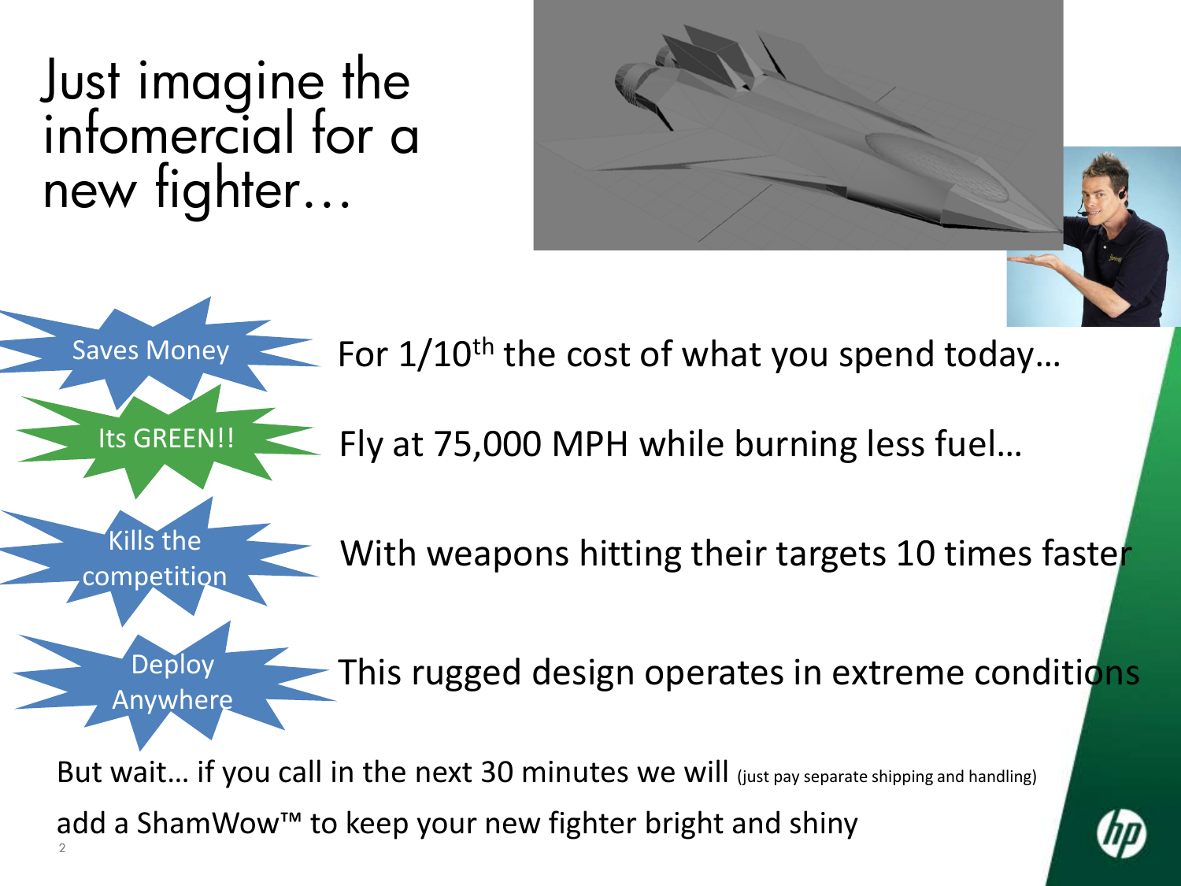# Just imagine the infomercial for a new fighter…

Saves Money

For 1/10th the cost of what you spend today…

Its GREEN!!

Fly at 75,000 MPH while burning less fuel…

Kills the competition

With weapons hitting their targets 10 times faster

Deploy Anywhere

This rugged design operates in extreme conditions

But wait… if you call in the next 30 minutes we will (just pay separate shipping and handling) add a ShamWow™ to keep your new fighter bright and shiny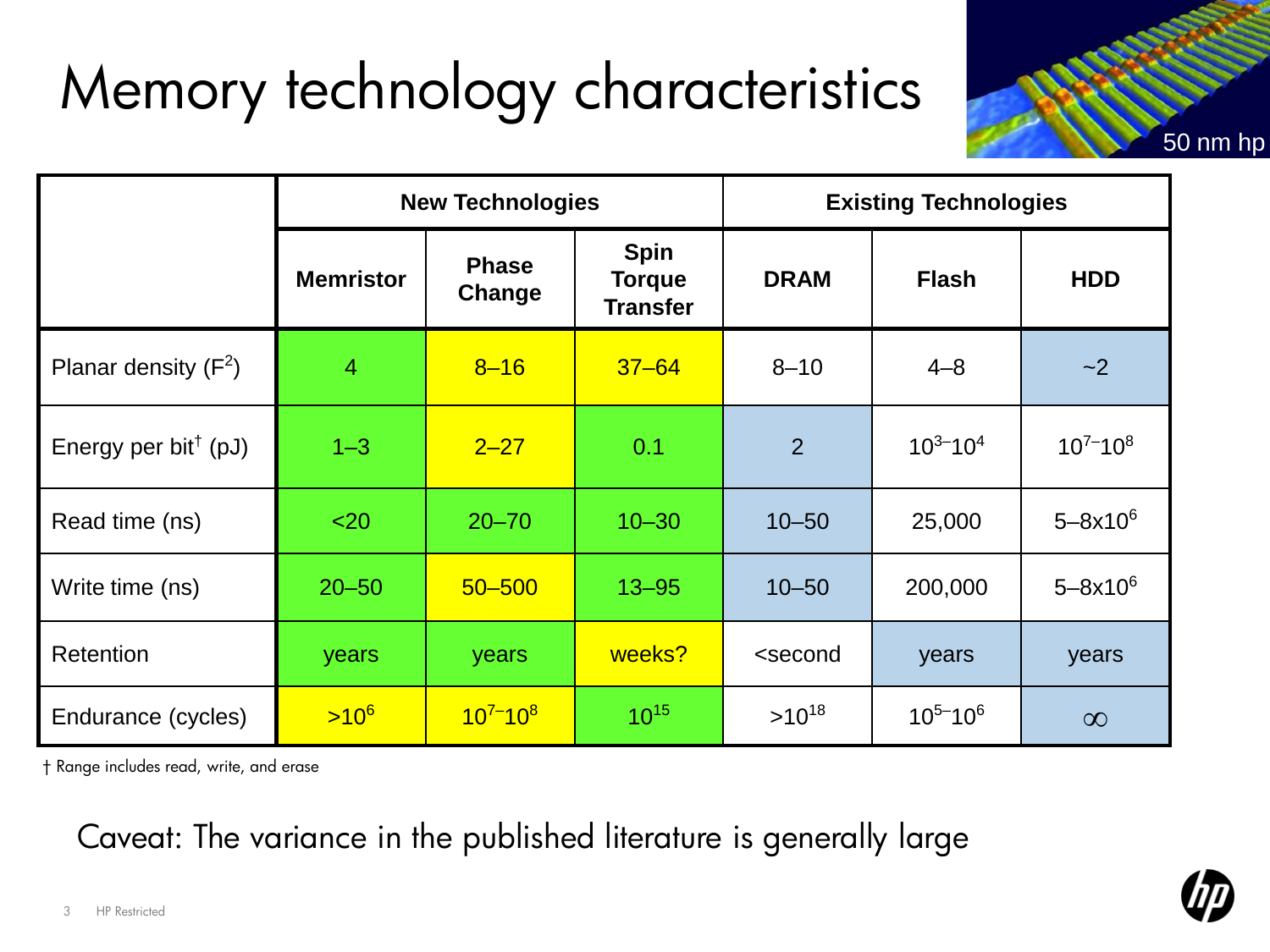# Memory technology characteristics

50 nm hp

| | New Technologies | | | Existing Technologies | | |
|---|---|---|---|---|---|---|
| | Memristor | Phase Change | Spin Torque Transfer | DRAM | Flash | HDD |
| Planar density ($F^2$) | 4 | 8–16 | 37–64 | 8–10 | 4–8 | ~2 |
| Energy per bit† (pJ) | 1–3 | 2–27 | 0.1 | 2 | $10^3$–$10^4$ | $10^7$–$10^8$ |
| Read time (ns) | <20 | 20–70 | 10–30 | 10–50 | 25,000 | 5–8x$10^6$ |
| Write time (ns) | 20–50 | 50–500 | 13–95 | 10–50 | 200,000 | 5–8x$10^6$ |
| Retention | years | years | weeks? | <second | years | years |
| Endurance (cycles) | >$10^6$ | $10^7$–$10^8$ | $10^{15}$ | >$10^{18}$ | $10^5$–$10^6$ | $\infty$ |

† Range includes read, write, and erase

Caveat: The variance in the published literature is generally large

HP Restricted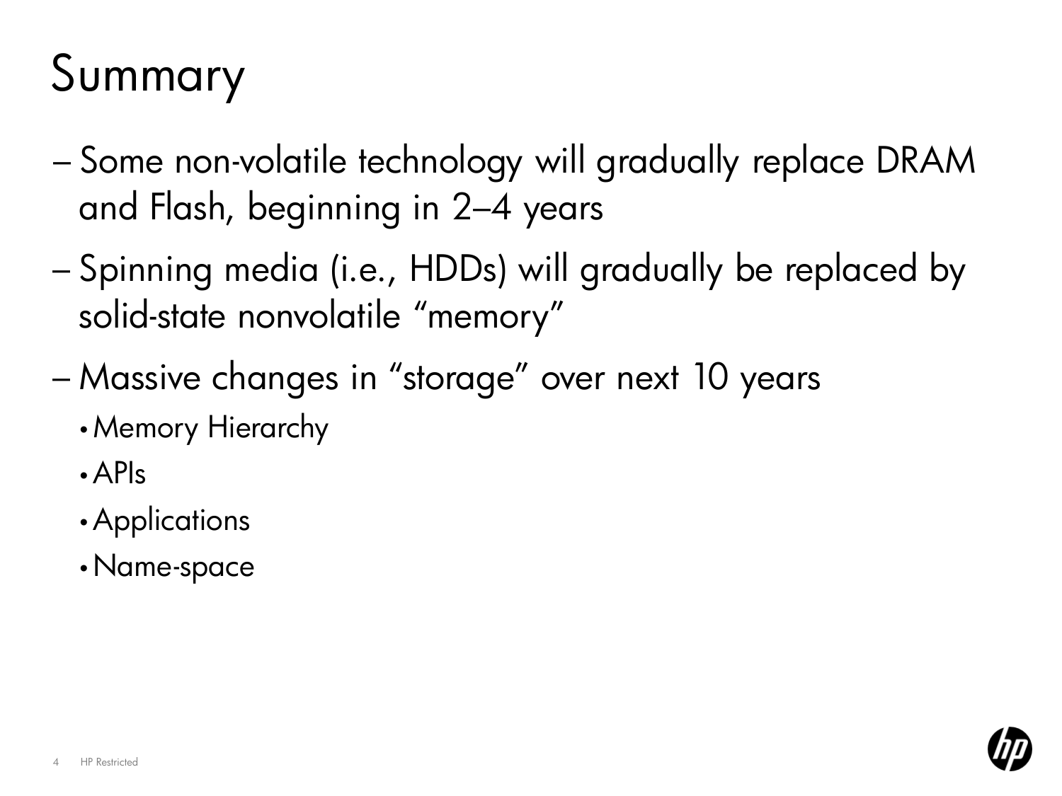# Summary

- Some non-volatile technology will gradually replace DRAM and Flash, beginning in 2–4 years
- Spinning media (i.e., HDDs) will gradually be replaced by solid-state nonvolatile “memory”
- Massive changes in “storage” over next 10 years
  - Memory Hierarchy
  - APIs
  - Applications
  - Name-space